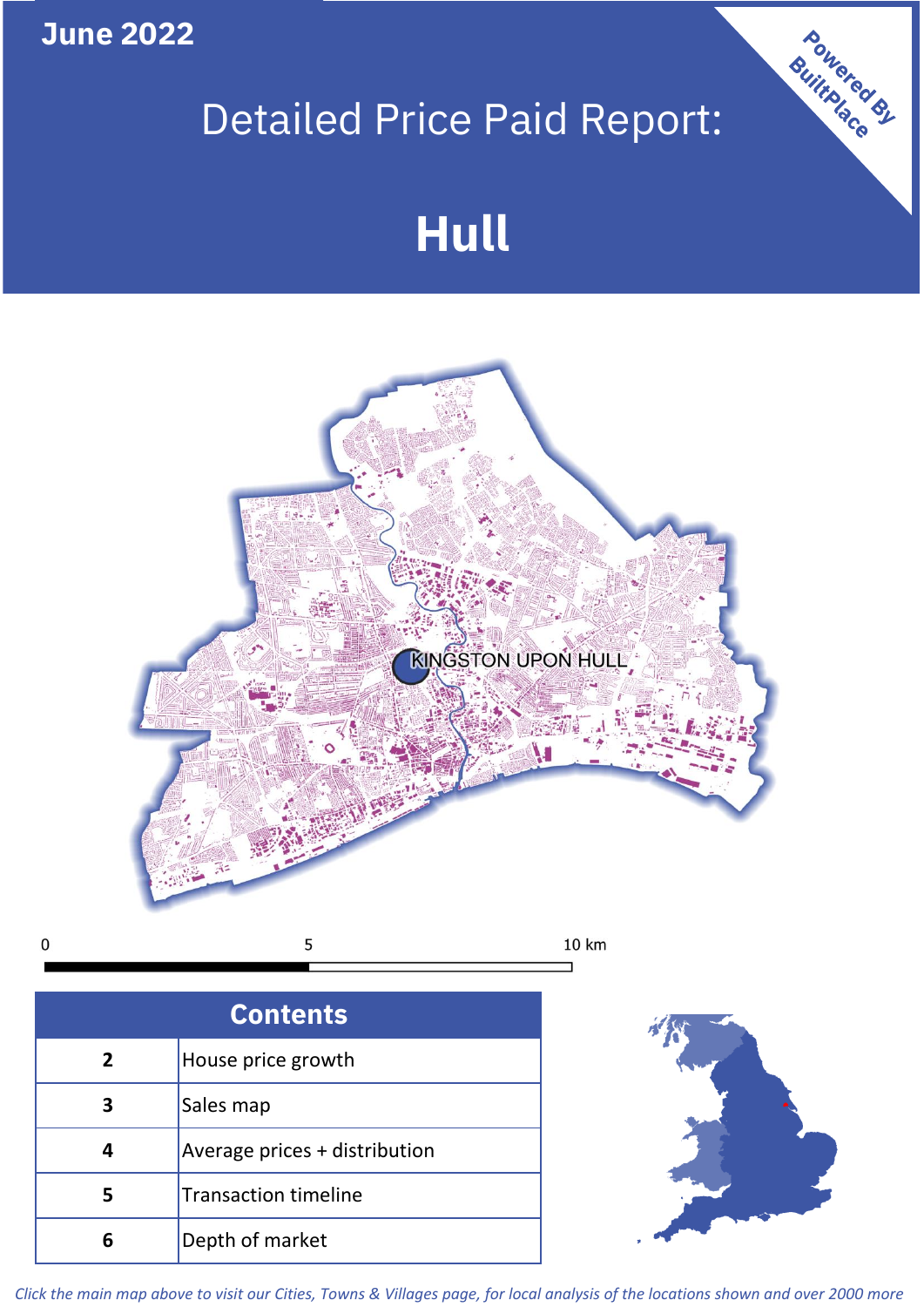June 2022

# Detailed Price Paid Report:

# Hull

Powered By BuiltPlace

KINGSTON UPON HULL

0 5 10 km

| Contents | |
|---|---|
| 2 | House price growth |
| 3 | Sales map |
| 4 | Average prices + distribution |
| 5 | Transaction timeline |
| 6 | Depth of market |

*Click the main map above to visit our Cities, Towns & Villages page, for local analysis of the locations shown and over 2000 more*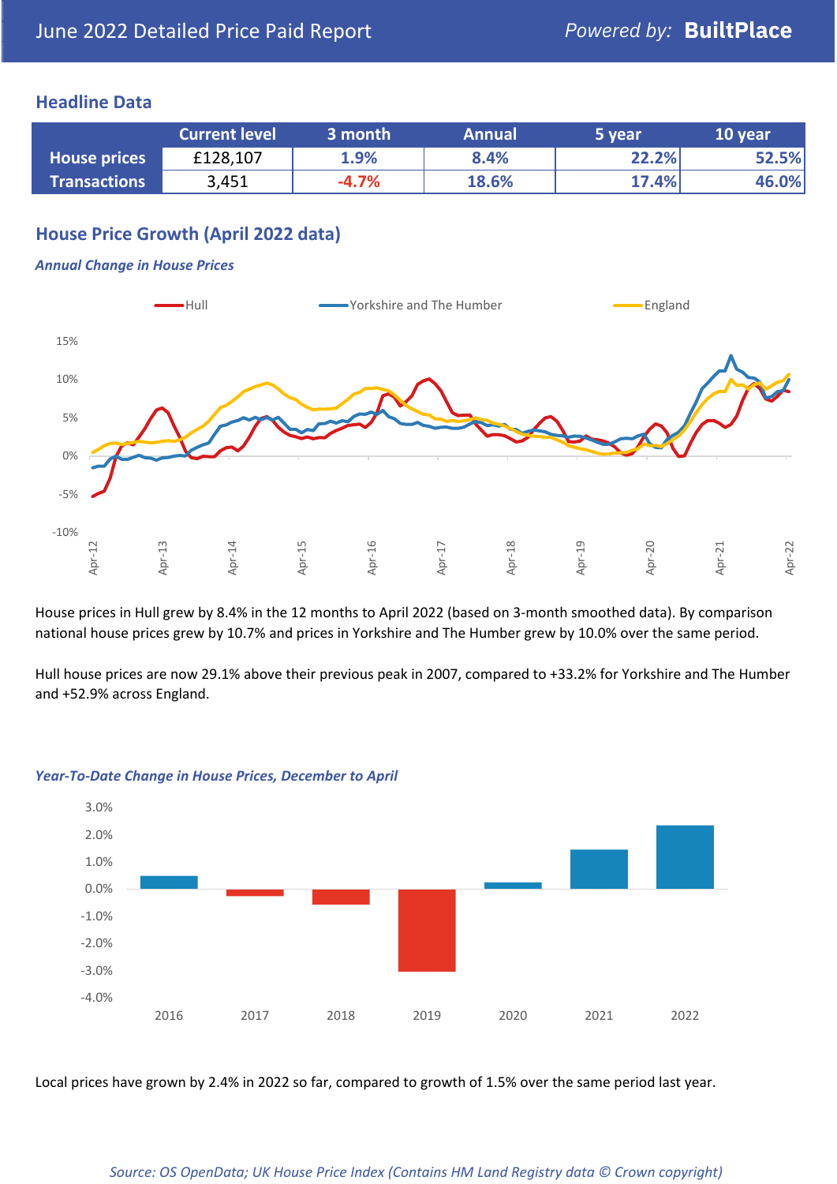June 2022 Detailed Price Paid Report

*Powered by:* **BuiltPlace**

## Headline Data

| | Current level | 3 month | Annual | 5 year | 10 year |
|---|---|---|---|---|---|
| **House prices** | £128,107 | 1.9% | 8.4% | 22.2% | 52.5% |
| **Transactions** | 3,451 | -4.7% | 18.6% | 17.4% | 46.0% |

## House Price Growth (April 2022 data)

### *Annual Change in House Prices*

House prices in Hull grew by 8.4% in the 12 months to April 2022 (based on 3-month smoothed data). By comparison national house prices grew by 10.7% and prices in Yorkshire and The Humber grew by 10.0% over the same period.

Hull house prices are now 29.1% above their previous peak in 2007, compared to +33.2% for Yorkshire and The Humber and +52.9% across England.

### *Year-To-Date Change in House Prices, December to April*

Local prices have grown by 2.4% in 2022 so far, compared to growth of 1.5% over the same period last year.

*Source: OS OpenData; UK House Price Index (Contains HM Land Registry data © Crown copyright)*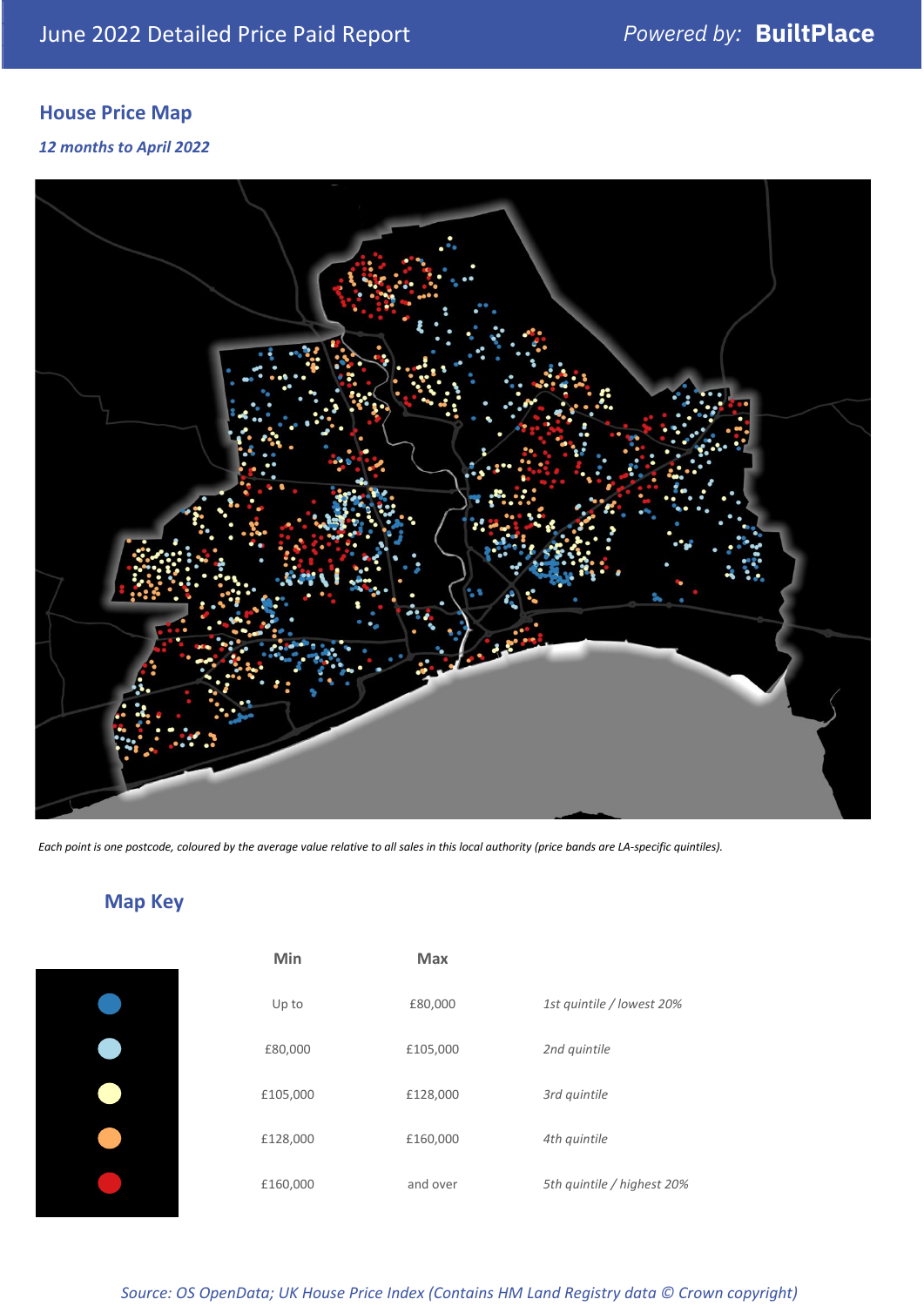June 2022 Detailed Price Paid Report

Powered by: **BuiltPlace**

## House Price Map

*12 months to April 2022*

*Each point is one postcode, coloured by the average value relative to all sales in this local authority (price bands are LA-specific quintiles).*

## Map Key

| | Min | Max | |
|---|---|---|---|
| Dark blue | Up to | £80,000 | *1st quintile / lowest 20%* |
| Light blue | £80,000 | £105,000 | *2nd quintile* |
| Pale yellow | £105,000 | £128,000 | *3rd quintile* |
| Orange | £128,000 | £160,000 | *4th quintile* |
| Red | £160,000 | and over | *5th quintile / highest 20%* |

*Source: OS OpenData; UK House Price Index (Contains HM Land Registry data © Crown copyright)*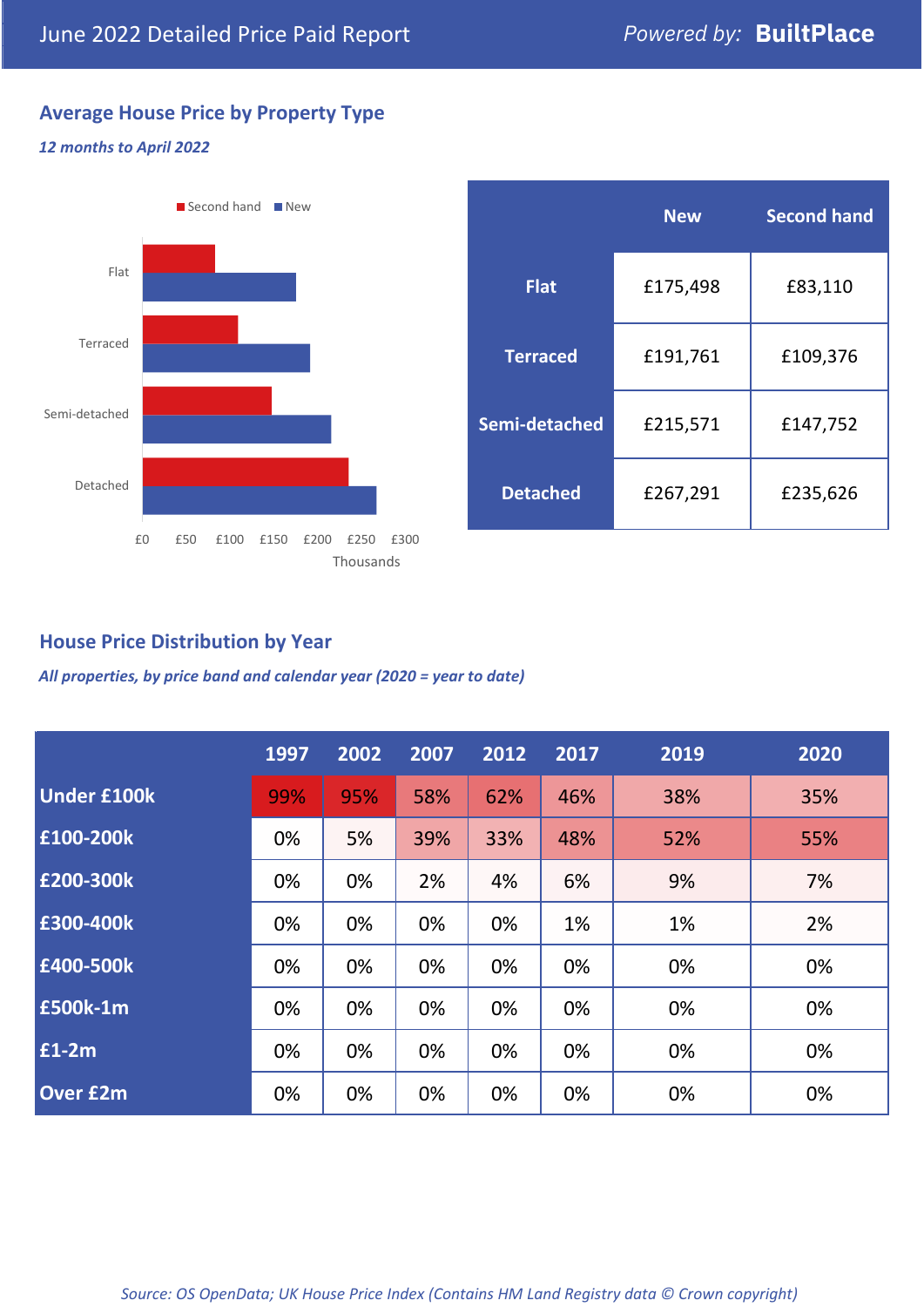# June 2022 Detailed Price Paid Report

*Powered by:* **BuiltPlace**

## Average House Price by Property Type

*12 months to April 2022*

| | New | Second hand |
|---|---|---|
| **Flat** | £175,498 | £83,110 |
| **Terraced** | £191,761 | £109,376 |
| **Semi-detached** | £215,571 | £147,752 |
| **Detached** | £267,291 | £235,626 |

## House Price Distribution by Year

*All properties, by price band and calendar year (2020 = year to date)*

| | 1997 | 2002 | 2007 | 2012 | 2017 | 2019 | 2020 |
|---|---|---|---|---|---|---|---|
| **Under £100k** | 99% | 95% | 58% | 62% | 46% | 38% | 35% |
| **£100-200k** | 0% | 5% | 39% | 33% | 48% | 52% | 55% |
| **£200-300k** | 0% | 0% | 2% | 4% | 6% | 9% | 7% |
| **£300-400k** | 0% | 0% | 0% | 0% | 1% | 1% | 2% |
| **£400-500k** | 0% | 0% | 0% | 0% | 0% | 0% | 0% |
| **£500k-1m** | 0% | 0% | 0% | 0% | 0% | 0% | 0% |
| **£1-2m** | 0% | 0% | 0% | 0% | 0% | 0% | 0% |
| **Over £2m** | 0% | 0% | 0% | 0% | 0% | 0% | 0% |

*Source: OS OpenData; UK House Price Index (Contains HM Land Registry data © Crown copyright)*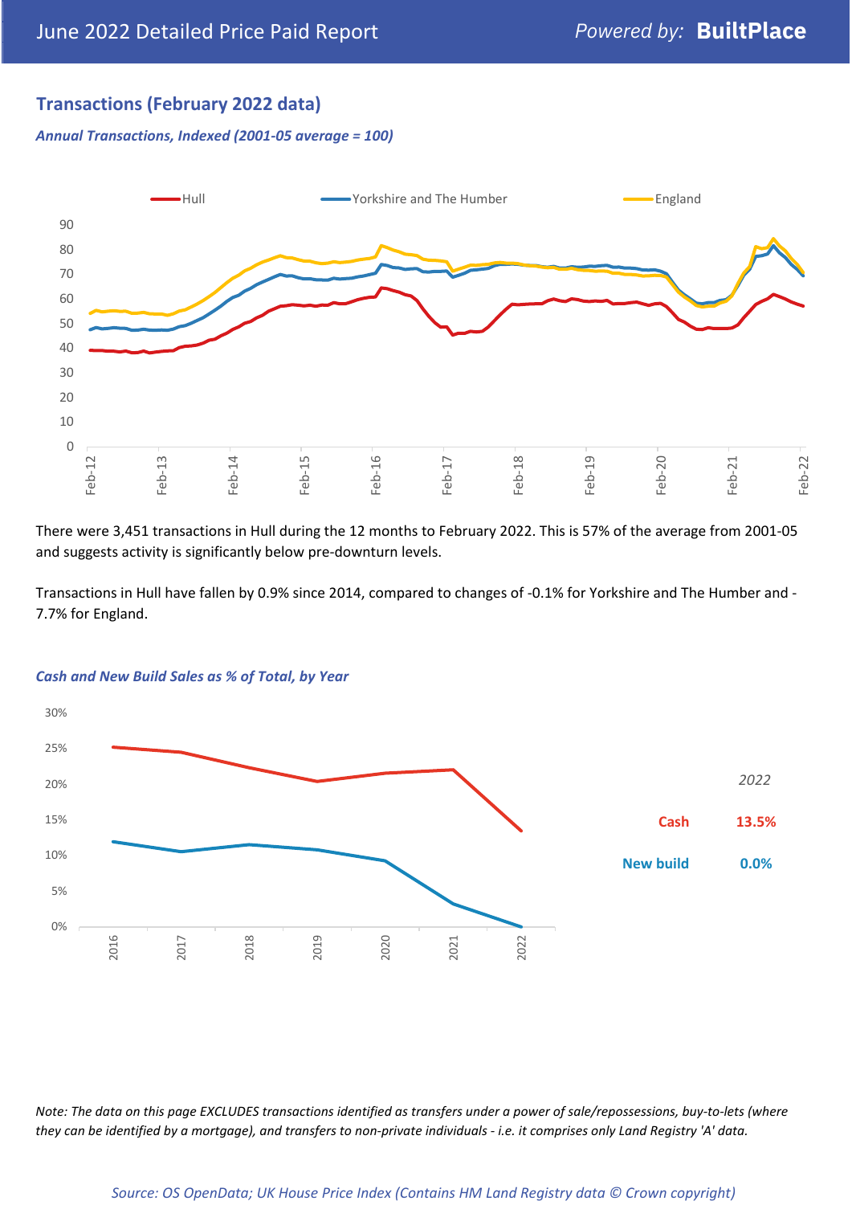## Transactions (February 2022 data)

*Annual Transactions, Indexed (2001-05 average = 100)*

There were 3,451 transactions in Hull during the 12 months to February 2022. This is 57% of the average from 2001-05 and suggests activity is significantly below pre-downturn levels.

Transactions in Hull have fallen by 0.9% since 2014, compared to changes of -0.1% for Yorkshire and The Humber and -7.7% for England.

*Cash and New Build Sales as % of Total, by Year*

| 2022 | |
|---|---|
| Cash | 13.5% |
| New build | 0.0% |

*Note: The data on this page EXCLUDES transactions identified as transfers under a power of sale/repossessions, buy-to-lets (where they can be identified by a mortgage), and transfers to non-private individuals - i.e. it comprises only Land Registry 'A' data.*

*Source: OS OpenData; UK House Price Index (Contains HM Land Registry data © Crown copyright)*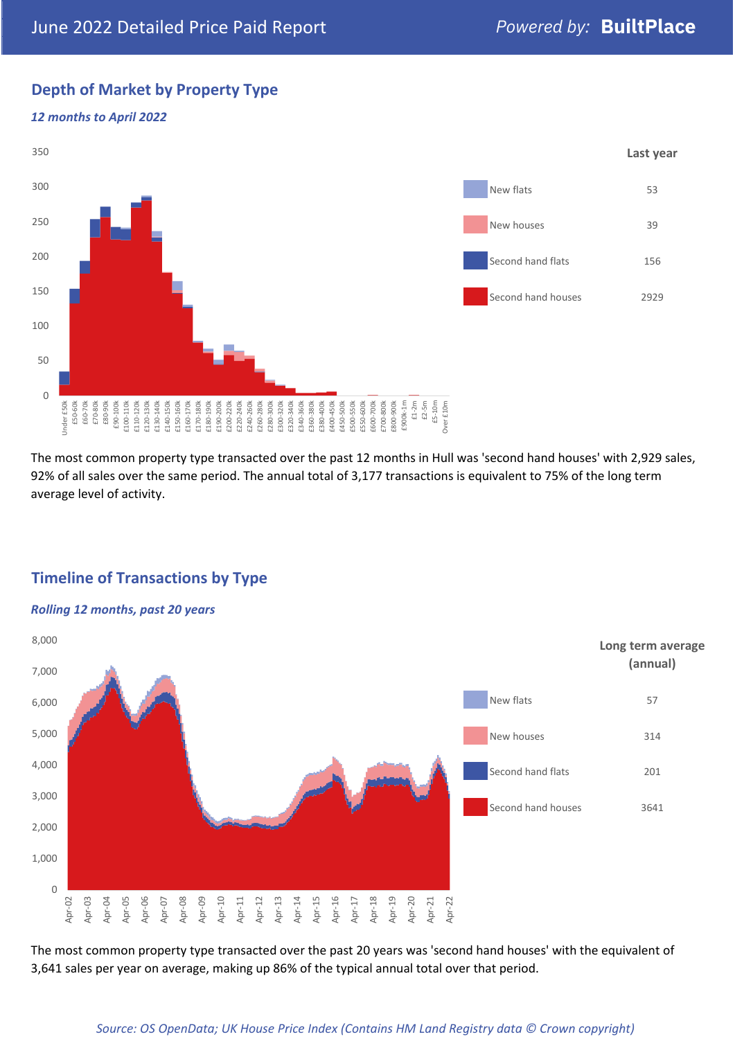June 2022 Detailed Price Paid Report

Powered by: **BuiltPlace**

## Depth of Market by Property Type

*12 months to April 2022*

350
300
250
200
150
100
50
0

Under £50k
£50-60k
£60-70k
£70-80k
£80-90k
£90-100k
£100-110k
£110-120k
£120-130k
£130-140k
£140-150k
£150-160k
£160-170k
£170-180k
£180-190k
£190-200k
£200-220k
£220-240k
£240-260k
£260-280k
£280-300k
£300-320k
£320-340k
£340-360k
£360-380k
£380-400k
£400-450k
£450-500k
£500-550k
£550-600k
£600-700k
£700-800k
£800-900k
£900k-1m
£1-2m
£2-5m
£5-10m
Over £10m

Last year

New flats 53

New houses 39

Second hand flats 156

Second hand houses 2929

The most common property type transacted over the past 12 months in Hull was 'second hand houses' with 2,929 sales, 92% of all sales over the same period. The annual total of 3,177 transactions is equivalent to 75% of the long term average level of activity.

## Timeline of Transactions by Type

*Rolling 12 months, past 20 years*

8,000
7,000
6,000
5,000
4,000
3,000
2,000
1,000
0

Apr-02
Apr-03
Apr-04
Apr-05
Apr-06
Apr-07
Apr-08
Apr-09
Apr-10
Apr-11
Apr-12
Apr-13
Apr-14
Apr-15
Apr-16
Apr-17
Apr-18
Apr-19
Apr-20
Apr-21
Apr-22

Long term average (annual)

New flats 57

New houses 314

Second hand flats 201

Second hand houses 3641

The most common property type transacted over the past 20 years was 'second hand houses' with the equivalent of 3,641 sales per year on average, making up 86% of the typical annual total over that period.

*Source: OS OpenData; UK House Price Index (Contains HM Land Registry data © Crown copyright)*